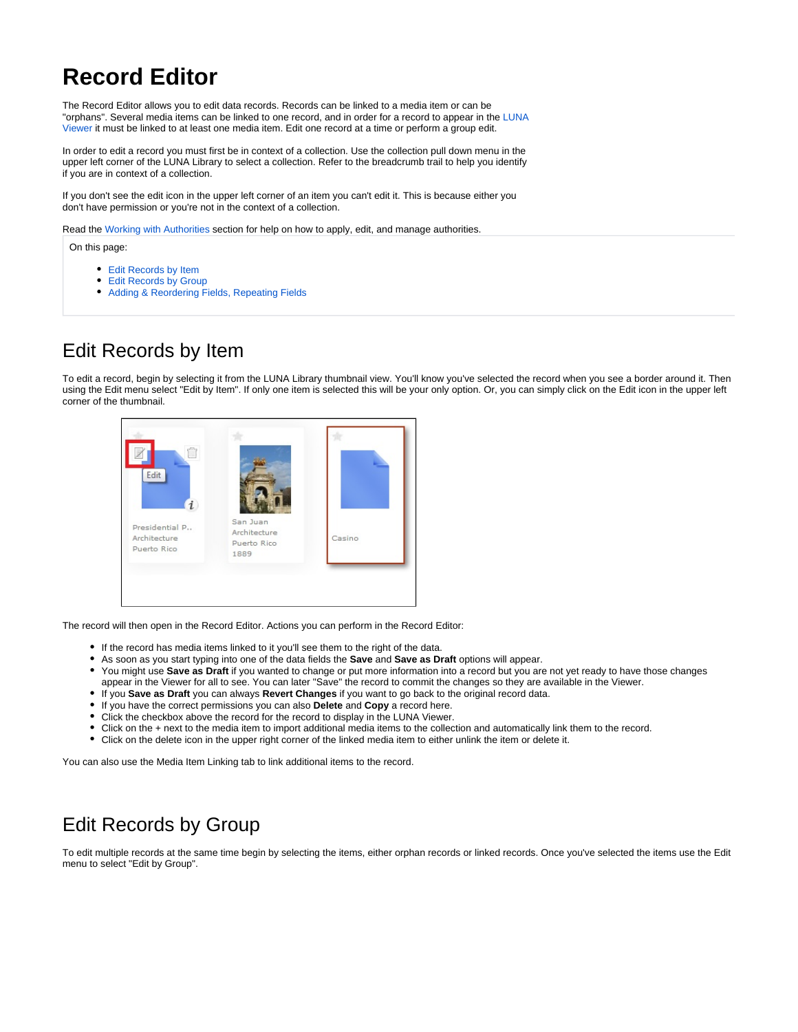# Record Editor

The Record Editor allows you to edit data records. Records can be linked to a media item or can be "orphans". Several media items can be linked to one record, and in order for a record to appear in the LUNA Viewer it must be linked to at least one media item. Edit one record at a time or perform a group edit.

In order to edit a record you must first be in context of a collection. Use the collection pull down menu in the upper left corner of the LUNA Library to select a collection. Refer to the breadcrumb trail to help you identify if you are in context of a collection.

If you don't see the edit icon in the upper left corner of an item you can't edit it. This is because either you don't have permission or you're not in the context of a collection.

Read the Working with Authorities section for help on how to apply, edit, and manage authorities.

On this page:

- Edit Records by Item
- Edit Records by Group
- Adding & Reordering Fields, Repeating Fields

## Edit Records by Item

To edit a record, begin by selecting it from the LUNA Library thumbnail view. You'll know you've selected the record when you see a border around it. Then using the Edit menu select "Edit by Item". If only one item is selected this will be your only option. Or, you can simply click on the Edit icon in the upper left corner of the thumbnail.

The record will then open in the Record Editor. Actions you can perform in the Record Editor:

- If the record has media items linked to it you'll see them to the right of the data.
- As soon as you start typing into one of the data fields the **Save** and **Save as Draft** options will appear.
- You might use **Save as Draft** if you wanted to change or put more information into a record but you are not yet ready to have those changes appear in the Viewer for all to see. You can later "Save" the record to commit the changes so they are available in the Viewer.
- If you **Save as Draft** you can always **Revert Changes** if you want to go back to the original record data.
- If you have the correct permissions you can also **Delete** and **Copy** a record here.
- Click the checkbox above the record for the record to display in the LUNA Viewer.
- Click on the + next to the media item to import additional media items to the collection and automatically link them to the record.
- Click on the delete icon in the upper right corner of the linked media item to either unlink the item or delete it.

You can also use the Media Item Linking tab to link additional items to the record.

## Edit Records by Group

To edit multiple records at the same time begin by selecting the items, either orphan records or linked records. Once you've selected the items use the Edit menu to select "Edit by Group".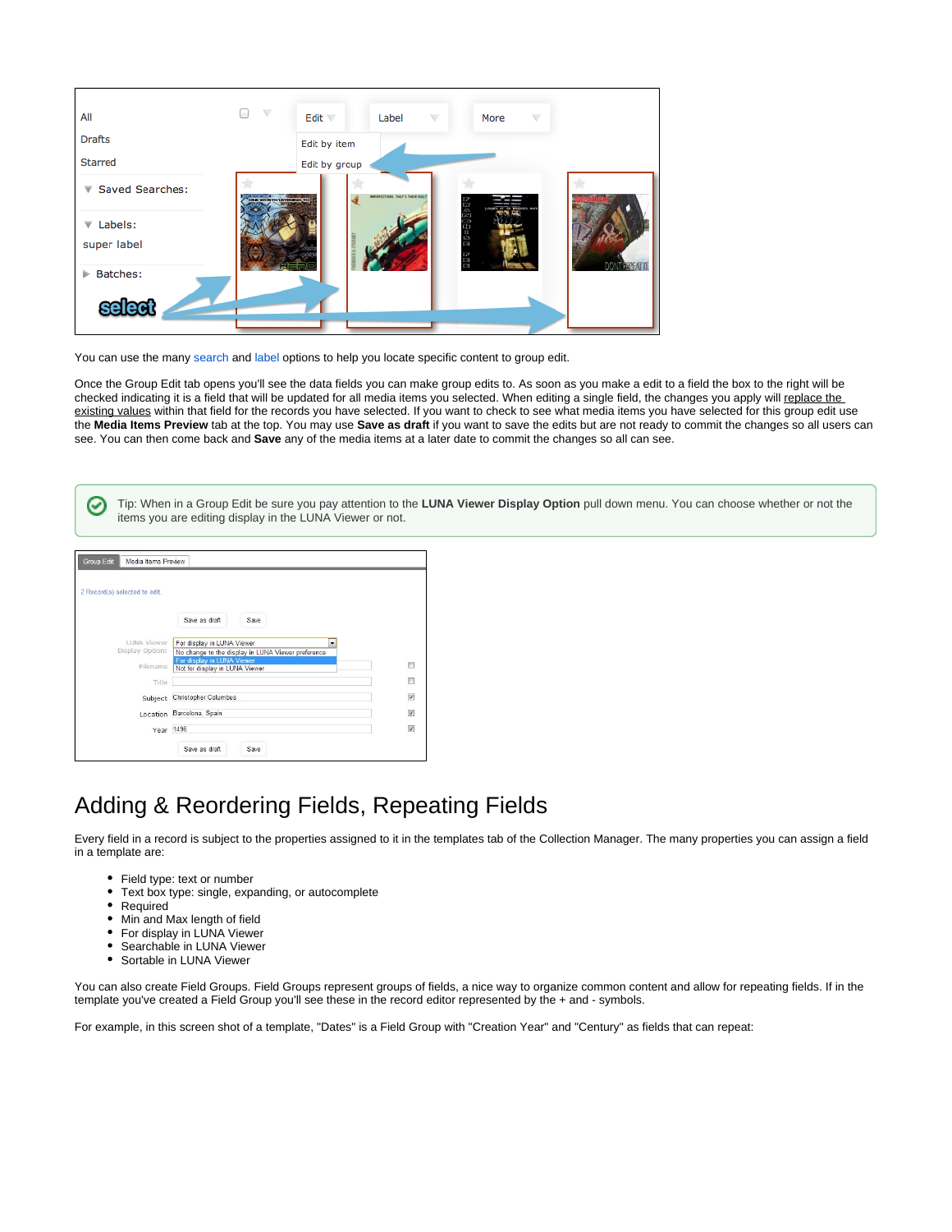You can use the many search and label options to help you locate specific content to group edit.

Once the Group Edit tab opens you'll see the data fields you can make group edits to. As soon as you make a edit to a field the box to the right will be checked indicating it is a field that will be updated for all media items you selected. When editing a single field, the changes you apply will replace the existing values within that field for the records you have selected. If you want to check to see what media items you have selected for this group edit use the **Media Items Preview** tab at the top. You may use **Save as draft** if you want to save the edits but are not ready to commit the changes so all users can see. You can then come back and **Save** any of the media items at a later date to commit the changes so all can see.

Tip: When in a Group Edit be sure you pay attention to the **LUNA Viewer Display Option** pull down menu. You can choose whether or not the items you are editing display in the LUNA Viewer or not.

## Adding & Reordering Fields, Repeating Fields

Every field in a record is subject to the properties assigned to it in the templates tab of the Collection Manager. The many properties you can assign a field in a template are:

- Field type: text or number
- Text box type: single, expanding, or autocomplete
- Required
- Min and Max length of field
- For display in LUNA Viewer
- Searchable in LUNA Viewer
- Sortable in LUNA Viewer

You can also create Field Groups. Field Groups represent groups of fields, a nice way to organize common content and allow for repeating fields. If in the template you've created a Field Group you'll see these in the record editor represented by the + and - symbols.

For example, in this screen shot of a template, "Dates" is a Field Group with "Creation Year" and "Century" as fields that can repeat: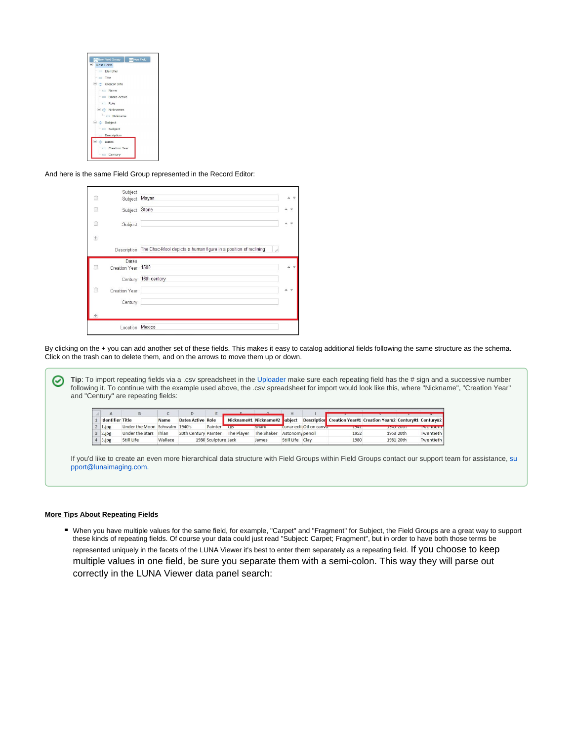And here is the same Field Group represented in the Record Editor:

By clicking on the + you can add another set of these fields. This makes it easy to catalog additional fields following the same structure as the schema. Click on the trash can to delete them, and on the arrows to move them up or down.

**Tip**: To import repeating fields via a .csv spreadsheet in the Uploader make sure each repeating field has the # sign and a successive number following it. To continue with the example used above, the .csv spreadsheet for import would look like this, where "Nickname", "Creation Year" and "Century" are repeating fields:

| | A | B | C | D | E | F | G | H | I | J | K | L | M |
|---|---|---|---|---|---|---|---|---|---|---|---|---|---|
| 1 | Identifier | Title | Name | Dates Active | Role | Nickname#1 | Nickname#2 | Subject | Description | Creation Year#1 | Creation Year#2 | Century#1 | Century#2 |
| 2 | 1.jpg | Under the Moon | Schwalm | 1940's | Painter | QB | Shark | Lunar eclipse | Oil on canvas | 1941 | 1945 | 20th | Twentieth |
| 3 | 2.jpg | Under the Stars | Ihlan | 20th Century | Painter | The Player | The Shaker | Astronomy | pencil | 1952 | 1953 | 20th | Twentieth |
| 4 | 3.jpg | Still Life | Wallace | 1980 | Sculpture | Jack | James | Still Life | Clay | 1980 | 1981 | 20th | Twentieth |

If you'd like to create an even more hierarchical data structure with Field Groups within Field Groups contact our support team for assistance, support@lunaimaging.com.

**More Tips About Repeating Fields**

- When you have multiple values for the same field, for example, "Carpet" and "Fragment" for Subject, the Field Groups are a great way to support these kinds of repeating fields. Of course your data could just read "Subject: Carpet; Fragment", but in order to have both those terms be represented uniquely in the facets of the LUNA Viewer it's best to enter them separately as a repeating field. If you choose to keep multiple values in one field, be sure you separate them with a semi-colon. This way they will parse out correctly in the LUNA Viewer data panel search: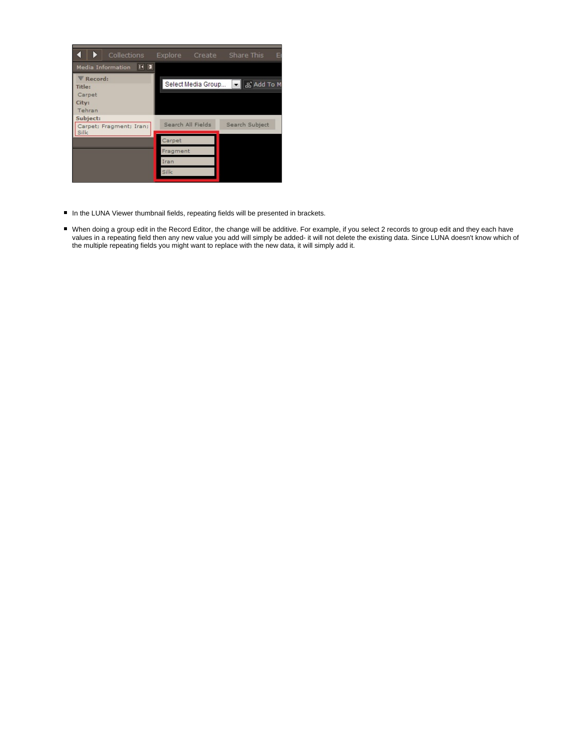- In the LUNA Viewer thumbnail fields, repeating fields will be presented in brackets.
- When doing a group edit in the Record Editor, the change will be additive. For example, if you select 2 records to group edit and they each have values in a repeating field then any new value you add will simply be added- it will not delete the existing data. Since LUNA doesn't know which of the multiple repeating fields you might want to replace with the new data, it will simply add it.